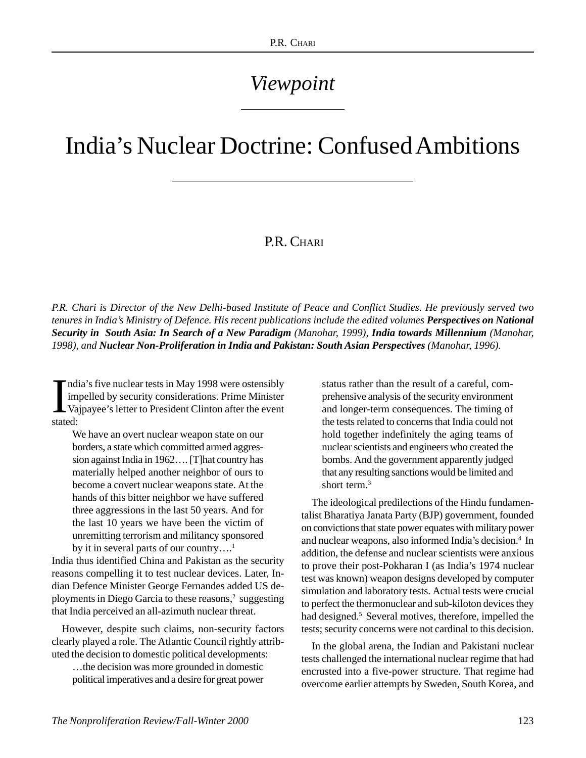*Viewpoint*

# India's Nuclear Doctrine: Confused Ambitions

P.R. CHARI

*P.R. Chari is Director of the New Delhi-based Institute of Peace and Conflict Studies. He previously served two tenures in India's Ministry of Defence. His recent publications include the edited volumes* ***Perspectives on National Security in South Asia: In Search of a New Paradigm*** *(Manohar, 1999),* ***India towards Millennium*** *(Manohar, 1998), and* ***Nuclear Non-Proliferation in India and Pakistan: South Asian Perspectives*** *(Manohar, 1996).*

India's five nuclear tests in May 1998 were ostensibly impelled by security considerations. Prime Minister Vajpayee's letter to President Clinton after the event stated:

> We have an overt nuclear weapon state on our borders, a state which committed armed aggression against India in 1962…. [T]hat country has materially helped another neighbor of ours to become a covert nuclear weapons state. At the hands of this bitter neighbor we have suffered three aggressions in the last 50 years. And for the last 10 years we have been the victim of unremitting terrorism and militancy sponsored by it in several parts of our country….[1]

India thus identified China and Pakistan as the security reasons compelling it to test nuclear devices. Later, Indian Defence Minister George Fernandes added US deployments in Diego Garcia to these reasons,[2] suggesting that India perceived an all-azimuth nuclear threat.

However, despite such claims, non-security factors clearly played a role. The Atlantic Council rightly attributed the decision to domestic political developments:

> …the decision was more grounded in domestic political imperatives and a desire for great power status rather than the result of a careful, comprehensive analysis of the security environment and longer-term consequences. The timing of the tests related to concerns that India could not hold together indefinitely the aging teams of nuclear scientists and engineers who created the bombs. And the government apparently judged that any resulting sanctions would be limited and short term.[3]

The ideological predilections of the Hindu fundamentalist Bharatiya Janata Party (BJP) government, founded on convictions that state power equates with military power and nuclear weapons, also informed India's decision.[4] In addition, the defense and nuclear scientists were anxious to prove their post-Pokharan I (as India's 1974 nuclear test was known) weapon designs developed by computer simulation and laboratory tests. Actual tests were crucial to perfect the thermonuclear and sub-kiloton devices they had designed.[5] Several motives, therefore, impelled the tests; security concerns were not cardinal to this decision.

In the global arena, the Indian and Pakistani nuclear tests challenged the international nuclear regime that had encrusted into a five-power structure. That regime had overcome earlier attempts by Sweden, South Korea, and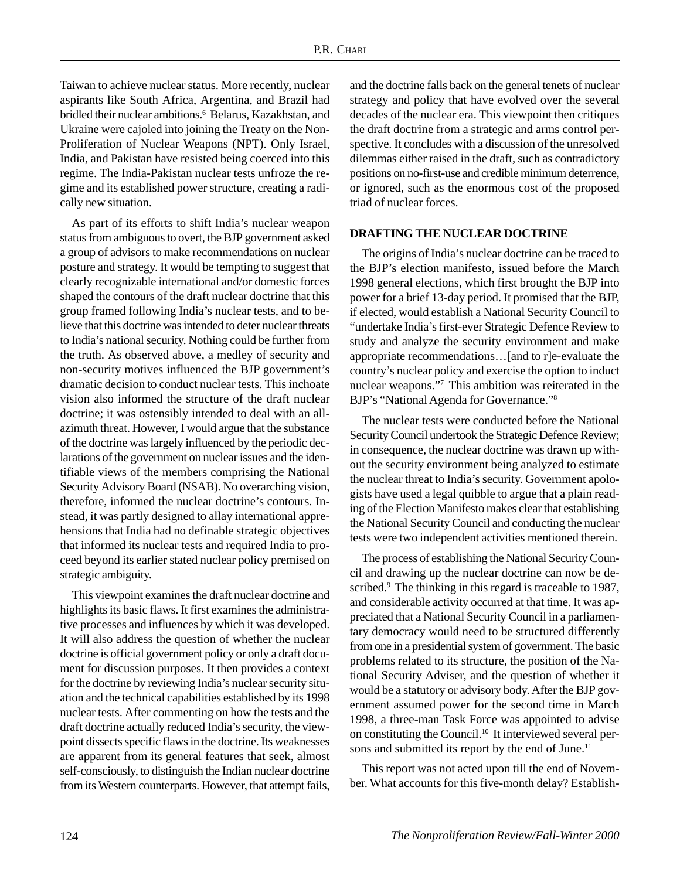Taiwan to achieve nuclear status. More recently, nuclear aspirants like South Africa, Argentina, and Brazil had bridled their nuclear ambitions.[6] Belarus, Kazakhstan, and Ukraine were cajoled into joining the Treaty on the Non-Proliferation of Nuclear Weapons (NPT). Only Israel, India, and Pakistan have resisted being coerced into this regime. The India-Pakistan nuclear tests unfroze the regime and its established power structure, creating a radically new situation.

As part of its efforts to shift India's nuclear weapon status from ambiguous to overt, the BJP government asked a group of advisors to make recommendations on nuclear posture and strategy. It would be tempting to suggest that clearly recognizable international and/or domestic forces shaped the contours of the draft nuclear doctrine that this group framed following India's nuclear tests, and to believe that this doctrine was intended to deter nuclear threats to India's national security. Nothing could be further from the truth. As observed above, a medley of security and non-security motives influenced the BJP government's dramatic decision to conduct nuclear tests. This inchoate vision also informed the structure of the draft nuclear doctrine; it was ostensibly intended to deal with an all-azimuth threat. However, I would argue that the substance of the doctrine was largely influenced by the periodic declarations of the government on nuclear issues and the identifiable views of the members comprising the National Security Advisory Board (NSAB). No overarching vision, therefore, informed the nuclear doctrine's contours. Instead, it was partly designed to allay international apprehensions that India had no definable strategic objectives that informed its nuclear tests and required India to proceed beyond its earlier stated nuclear policy premised on strategic ambiguity.

This viewpoint examines the draft nuclear doctrine and highlights its basic flaws. It first examines the administrative processes and influences by which it was developed. It will also address the question of whether the nuclear doctrine is official government policy or only a draft document for discussion purposes. It then provides a context for the doctrine by reviewing India's nuclear security situation and the technical capabilities established by its 1998 nuclear tests. After commenting on how the tests and the draft doctrine actually reduced India's security, the viewpoint dissects specific flaws in the doctrine. Its weaknesses are apparent from its general features that seek, almost self-consciously, to distinguish the Indian nuclear doctrine from its Western counterparts. However, that attempt fails, and the doctrine falls back on the general tenets of nuclear strategy and policy that have evolved over the several decades of the nuclear era. This viewpoint then critiques the draft doctrine from a strategic and arms control perspective. It concludes with a discussion of the unresolved dilemmas either raised in the draft, such as contradictory positions on no-first-use and credible minimum deterrence, or ignored, such as the enormous cost of the proposed triad of nuclear forces.

## DRAFTING THE NUCLEAR DOCTRINE

The origins of India's nuclear doctrine can be traced to the BJP's election manifesto, issued before the March 1998 general elections, which first brought the BJP into power for a brief 13-day period. It promised that the BJP, if elected, would establish a National Security Council to "undertake India's first-ever Strategic Defence Review to study and analyze the security environment and make appropriate recommendations…[and to r]e-evaluate the country's nuclear policy and exercise the option to induct nuclear weapons."[7] This ambition was reiterated in the BJP's "National Agenda for Governance."[8]

The nuclear tests were conducted before the National Security Council undertook the Strategic Defence Review; in consequence, the nuclear doctrine was drawn up without the security environment being analyzed to estimate the nuclear threat to India's security. Government apologists have used a legal quibble to argue that a plain reading of the Election Manifesto makes clear that establishing the National Security Council and conducting the nuclear tests were two independent activities mentioned therein.

The process of establishing the National Security Council and drawing up the nuclear doctrine can now be described.[9] The thinking in this regard is traceable to 1987, and considerable activity occurred at that time. It was appreciated that a National Security Council in a parliamentary democracy would need to be structured differently from one in a presidential system of government. The basic problems related to its structure, the position of the National Security Adviser, and the question of whether it would be a statutory or advisory body. After the BJP government assumed power for the second time in March 1998, a three-man Task Force was appointed to advise on constituting the Council.[10] It interviewed several persons and submitted its report by the end of June.[11]

This report was not acted upon till the end of November. What accounts for this five-month delay? Establish-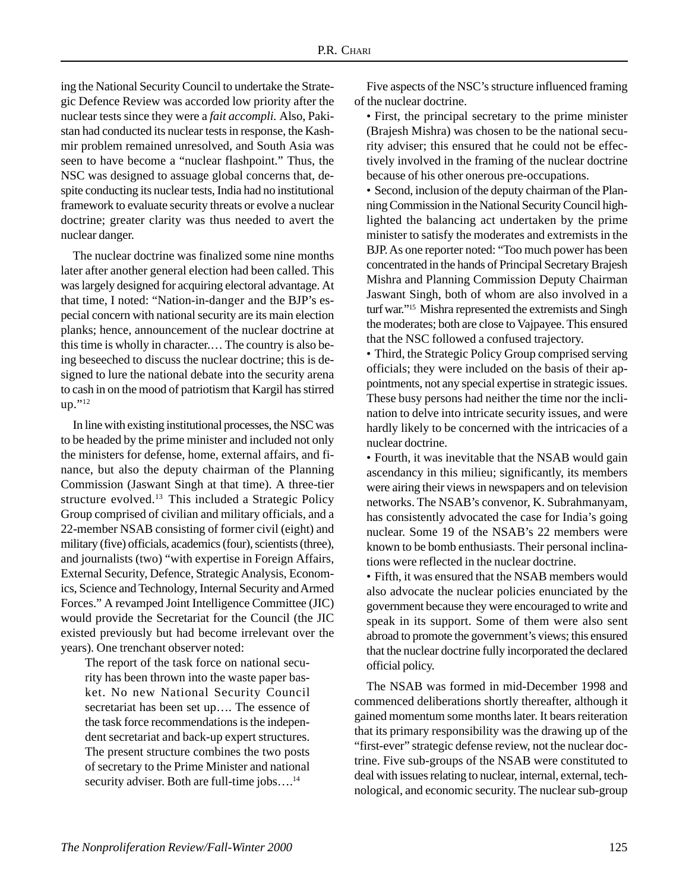ing the National Security Council to undertake the Strategic Defence Review was accorded low priority after the nuclear tests since they were a *fait accompli.* Also, Pakistan had conducted its nuclear tests in response, the Kashmir problem remained unresolved, and South Asia was seen to have become a "nuclear flashpoint." Thus, the NSC was designed to assuage global concerns that, despite conducting its nuclear tests, India had no institutional framework to evaluate security threats or evolve a nuclear doctrine; greater clarity was thus needed to avert the nuclear danger.

The nuclear doctrine was finalized some nine months later after another general election had been called. This was largely designed for acquiring electoral advantage. At that time, I noted: "Nation-in-danger and the BJP's especial concern with national security are its main election planks; hence, announcement of the nuclear doctrine at this time is wholly in character.… The country is also being beseeched to discuss the nuclear doctrine; this is designed to lure the national debate into the security arena to cash in on the mood of patriotism that Kargil has stirred up."[12]

In line with existing institutional processes, the NSC was to be headed by the prime minister and included not only the ministers for defense, home, external affairs, and finance, but also the deputy chairman of the Planning Commission (Jaswant Singh at that time). A three-tier structure evolved.[13] This included a Strategic Policy Group comprised of civilian and military officials, and a 22-member NSAB consisting of former civil (eight) and military (five) officials, academics (four), scientists (three), and journalists (two) "with expertise in Foreign Affairs, External Security, Defence, Strategic Analysis, Economics, Science and Technology, Internal Security and Armed Forces." A revamped Joint Intelligence Committee (JIC) would provide the Secretariat for the Council (the JIC existed previously but had become irrelevant over the years). One trenchant observer noted:

> The report of the task force on national security has been thrown into the waste paper basket. No new National Security Council secretariat has been set up…. The essence of the task force recommendations is the independent secretariat and back-up expert structures. The present structure combines the two posts of secretary to the Prime Minister and national security adviser. Both are full-time jobs….[14]

Five aspects of the NSC's structure influenced framing of the nuclear doctrine.

- First, the principal secretary to the prime minister (Brajesh Mishra) was chosen to be the national security adviser; this ensured that he could not be effectively involved in the framing of the nuclear doctrine because of his other onerous pre-occupations.
- Second, inclusion of the deputy chairman of the Planning Commission in the National Security Council highlighted the balancing act undertaken by the prime minister to satisfy the moderates and extremists in the BJP. As one reporter noted: "Too much power has been concentrated in the hands of Principal Secretary Brajesh Mishra and Planning Commission Deputy Chairman Jaswant Singh, both of whom are also involved in a turf war."[15] Mishra represented the extremists and Singh the moderates; both are close to Vajpayee. This ensured that the NSC followed a confused trajectory.
- Third, the Strategic Policy Group comprised serving officials; they were included on the basis of their appointments, not any special expertise in strategic issues. These busy persons had neither the time nor the inclination to delve into intricate security issues, and were hardly likely to be concerned with the intricacies of a nuclear doctrine.
- Fourth, it was inevitable that the NSAB would gain ascendancy in this milieu; significantly, its members were airing their views in newspapers and on television networks. The NSAB's convenor, K. Subrahmanyam, has consistently advocated the case for India's going nuclear. Some 19 of the NSAB's 22 members were known to be bomb enthusiasts. Their personal inclinations were reflected in the nuclear doctrine.
- Fifth, it was ensured that the NSAB members would also advocate the nuclear policies enunciated by the government because they were encouraged to write and speak in its support. Some of them were also sent abroad to promote the government's views; this ensured that the nuclear doctrine fully incorporated the declared official policy.

The NSAB was formed in mid-December 1998 and commenced deliberations shortly thereafter, although it gained momentum some months later. It bears reiteration that its primary responsibility was the drawing up of the "first-ever" strategic defense review, not the nuclear doctrine. Five sub-groups of the NSAB were constituted to deal with issues relating to nuclear, internal, external, technological, and economic security. The nuclear sub-group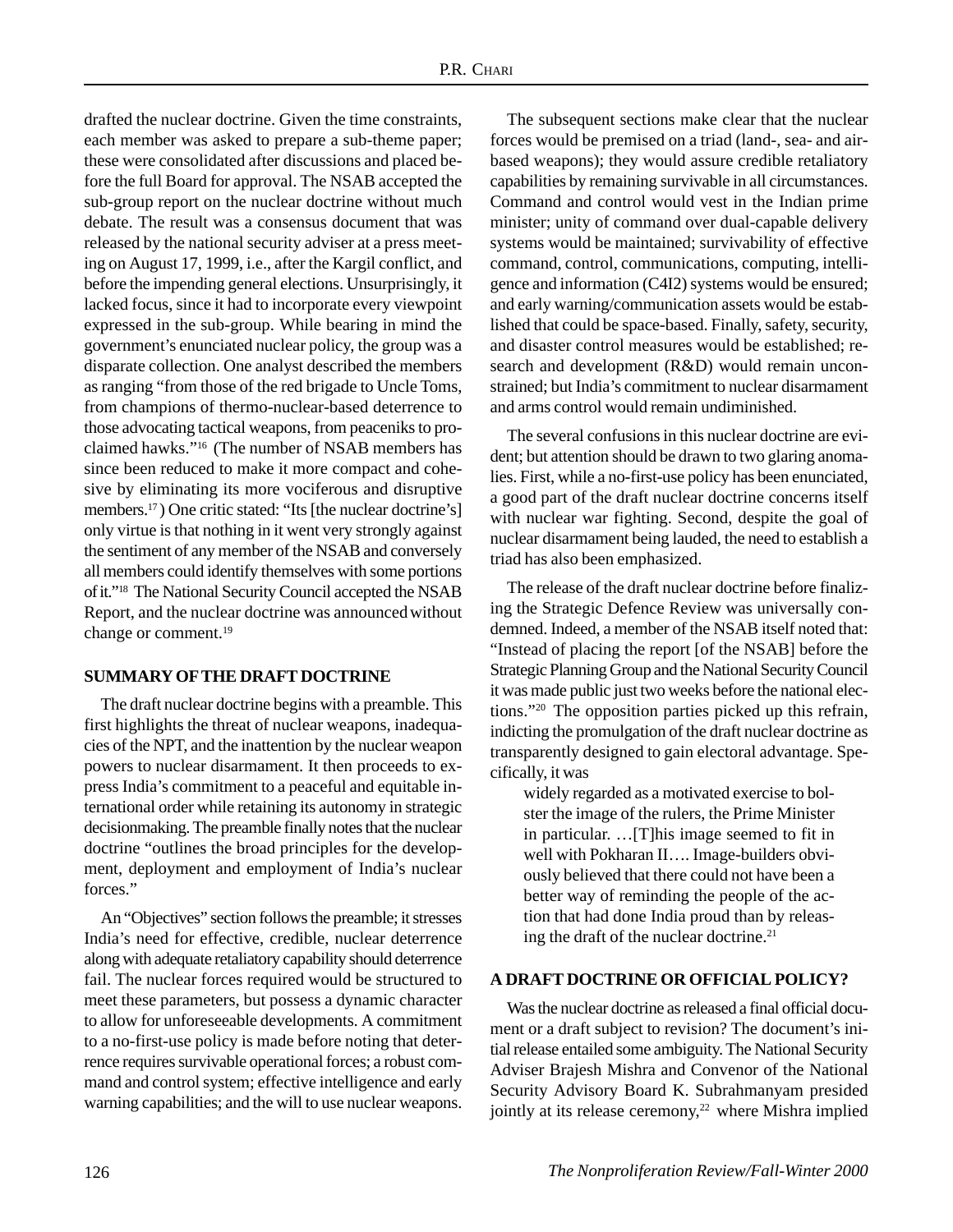drafted the nuclear doctrine. Given the time constraints, each member was asked to prepare a sub-theme paper; these were consolidated after discussions and placed before the full Board for approval. The NSAB accepted the sub-group report on the nuclear doctrine without much debate. The result was a consensus document that was released by the national security adviser at a press meeting on August 17, 1999, i.e., after the Kargil conflict, and before the impending general elections. Unsurprisingly, it lacked focus, since it had to incorporate every viewpoint expressed in the sub-group. While bearing in mind the government's enunciated nuclear policy, the group was a disparate collection. One analyst described the members as ranging "from those of the red brigade to Uncle Toms, from champions of thermo-nuclear-based deterrence to those advocating tactical weapons, from peaceniks to proclaimed hawks."[16] (The number of NSAB members has since been reduced to make it more compact and cohesive by eliminating its more vociferous and disruptive members.[17]) One critic stated: "Its [the nuclear doctrine's] only virtue is that nothing in it went very strongly against the sentiment of any member of the NSAB and conversely all members could identify themselves with some portions of it."[18] The National Security Council accepted the NSAB Report, and the nuclear doctrine was announced without change or comment.[19]

## SUMMARY OF THE DRAFT DOCTRINE

The draft nuclear doctrine begins with a preamble. This first highlights the threat of nuclear weapons, inadequacies of the NPT, and the inattention by the nuclear weapon powers to nuclear disarmament. It then proceeds to express India's commitment to a peaceful and equitable international order while retaining its autonomy in strategic decisionmaking. The preamble finally notes that the nuclear doctrine "outlines the broad principles for the development, deployment and employment of India's nuclear forces."

An "Objectives" section follows the preamble; it stresses India's need for effective, credible, nuclear deterrence along with adequate retaliatory capability should deterrence fail. The nuclear forces required would be structured to meet these parameters, but possess a dynamic character to allow for unforeseeable developments. A commitment to a no-first-use policy is made before noting that deterrence requires survivable operational forces; a robust command and control system; effective intelligence and early warning capabilities; and the will to use nuclear weapons.

The subsequent sections make clear that the nuclear forces would be premised on a triad (land-, sea- and air-based weapons); they would assure credible retaliatory capabilities by remaining survivable in all circumstances. Command and control would vest in the Indian prime minister; unity of command over dual-capable delivery systems would be maintained; survivability of effective command, control, communications, computing, intelligence and information (C4I2) systems would be ensured; and early warning/communication assets would be established that could be space-based. Finally, safety, security, and disaster control measures would be established; research and development (R&D) would remain unconstrained; but India's commitment to nuclear disarmament and arms control would remain undiminished.

The several confusions in this nuclear doctrine are evident; but attention should be drawn to two glaring anomalies. First, while a no-first-use policy has been enunciated, a good part of the draft nuclear doctrine concerns itself with nuclear war fighting. Second, despite the goal of nuclear disarmament being lauded, the need to establish a triad has also been emphasized.

The release of the draft nuclear doctrine before finalizing the Strategic Defence Review was universally condemned. Indeed, a member of the NSAB itself noted that: "Instead of placing the report [of the NSAB] before the Strategic Planning Group and the National Security Council it was made public just two weeks before the national elections."[20] The opposition parties picked up this refrain, indicting the promulgation of the draft nuclear doctrine as transparently designed to gain electoral advantage. Specifically, it was

> widely regarded as a motivated exercise to bolster the image of the rulers, the Prime Minister in particular. …[T]his image seemed to fit in well with Pokharan II…. Image-builders obviously believed that there could not have been a better way of reminding the people of the action that had done India proud than by releasing the draft of the nuclear doctrine.[21]

## A DRAFT DOCTRINE OR OFFICIAL POLICY?

Was the nuclear doctrine as released a final official document or a draft subject to revision? The document's initial release entailed some ambiguity. The National Security Adviser Brajesh Mishra and Convenor of the National Security Advisory Board K. Subrahmanyam presided jointly at its release ceremony,[22] where Mishra implied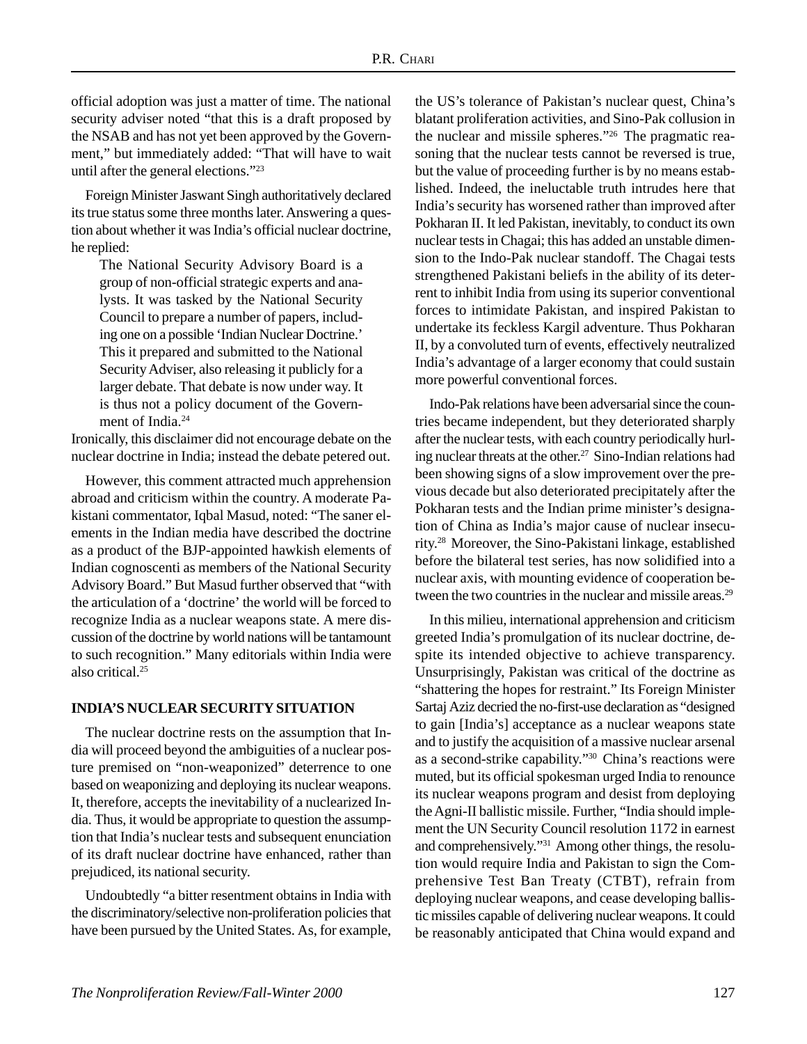official adoption was just a matter of time. The national security adviser noted "that this is a draft proposed by the NSAB and has not yet been approved by the Government," but immediately added: "That will have to wait until after the general elections."[23]

Foreign Minister Jaswant Singh authoritatively declared its true status some three months later. Answering a question about whether it was India's official nuclear doctrine, he replied:

> The National Security Advisory Board is a group of non-official strategic experts and analysts. It was tasked by the National Security Council to prepare a number of papers, including one on a possible 'Indian Nuclear Doctrine.' This it prepared and submitted to the National Security Adviser, also releasing it publicly for a larger debate. That debate is now under way. It is thus not a policy document of the Government of India.[24]

Ironically, this disclaimer did not encourage debate on the nuclear doctrine in India; instead the debate petered out.

However, this comment attracted much apprehension abroad and criticism within the country. A moderate Pakistani commentator, Iqbal Masud, noted: "The saner elements in the Indian media have described the doctrine as a product of the BJP-appointed hawkish elements of Indian cognoscenti as members of the National Security Advisory Board." But Masud further observed that "with the articulation of a 'doctrine' the world will be forced to recognize India as a nuclear weapons state. A mere discussion of the doctrine by world nations will be tantamount to such recognition." Many editorials within India were also critical.[25]

## INDIA'S NUCLEAR SECURITY SITUATION

The nuclear doctrine rests on the assumption that India will proceed beyond the ambiguities of a nuclear posture premised on "non-weaponized" deterrence to one based on weaponizing and deploying its nuclear weapons. It, therefore, accepts the inevitability of a nuclearized India. Thus, it would be appropriate to question the assumption that India's nuclear tests and subsequent enunciation of its draft nuclear doctrine have enhanced, rather than prejudiced, its national security.

Undoubtedly "a bitter resentment obtains in India with the discriminatory/selective non-proliferation policies that have been pursued by the United States. As, for example, the US's tolerance of Pakistan's nuclear quest, China's blatant proliferation activities, and Sino-Pak collusion in the nuclear and missile spheres."[26] The pragmatic reasoning that the nuclear tests cannot be reversed is true, but the value of proceeding further is by no means established. Indeed, the ineluctable truth intrudes here that India's security has worsened rather than improved after Pokharan II. It led Pakistan, inevitably, to conduct its own nuclear tests in Chagai; this has added an unstable dimension to the Indo-Pak nuclear standoff. The Chagai tests strengthened Pakistani beliefs in the ability of its deterrent to inhibit India from using its superior conventional forces to intimidate Pakistan, and inspired Pakistan to undertake its feckless Kargil adventure. Thus Pokharan II, by a convoluted turn of events, effectively neutralized India's advantage of a larger economy that could sustain more powerful conventional forces.

Indo-Pak relations have been adversarial since the countries became independent, but they deteriorated sharply after the nuclear tests, with each country periodically hurling nuclear threats at the other.[27] Sino-Indian relations had been showing signs of a slow improvement over the previous decade but also deteriorated precipitately after the Pokharan tests and the Indian prime minister's designation of China as India's major cause of nuclear insecurity.[28] Moreover, the Sino-Pakistani linkage, established before the bilateral test series, has now solidified into a nuclear axis, with mounting evidence of cooperation between the two countries in the nuclear and missile areas.[29]

In this milieu, international apprehension and criticism greeted India's promulgation of its nuclear doctrine, despite its intended objective to achieve transparency. Unsurprisingly, Pakistan was critical of the doctrine as "shattering the hopes for restraint." Its Foreign Minister Sartaj Aziz decried the no-first-use declaration as "designed to gain [India's] acceptance as a nuclear weapons state and to justify the acquisition of a massive nuclear arsenal as a second-strike capability."[30] China's reactions were muted, but its official spokesman urged India to renounce its nuclear weapons program and desist from deploying the Agni-II ballistic missile. Further, "India should implement the UN Security Council resolution 1172 in earnest and comprehensively."[31] Among other things, the resolution would require India and Pakistan to sign the Comprehensive Test Ban Treaty (CTBT), refrain from deploying nuclear weapons, and cease developing ballistic missiles capable of delivering nuclear weapons. It could be reasonably anticipated that China would expand and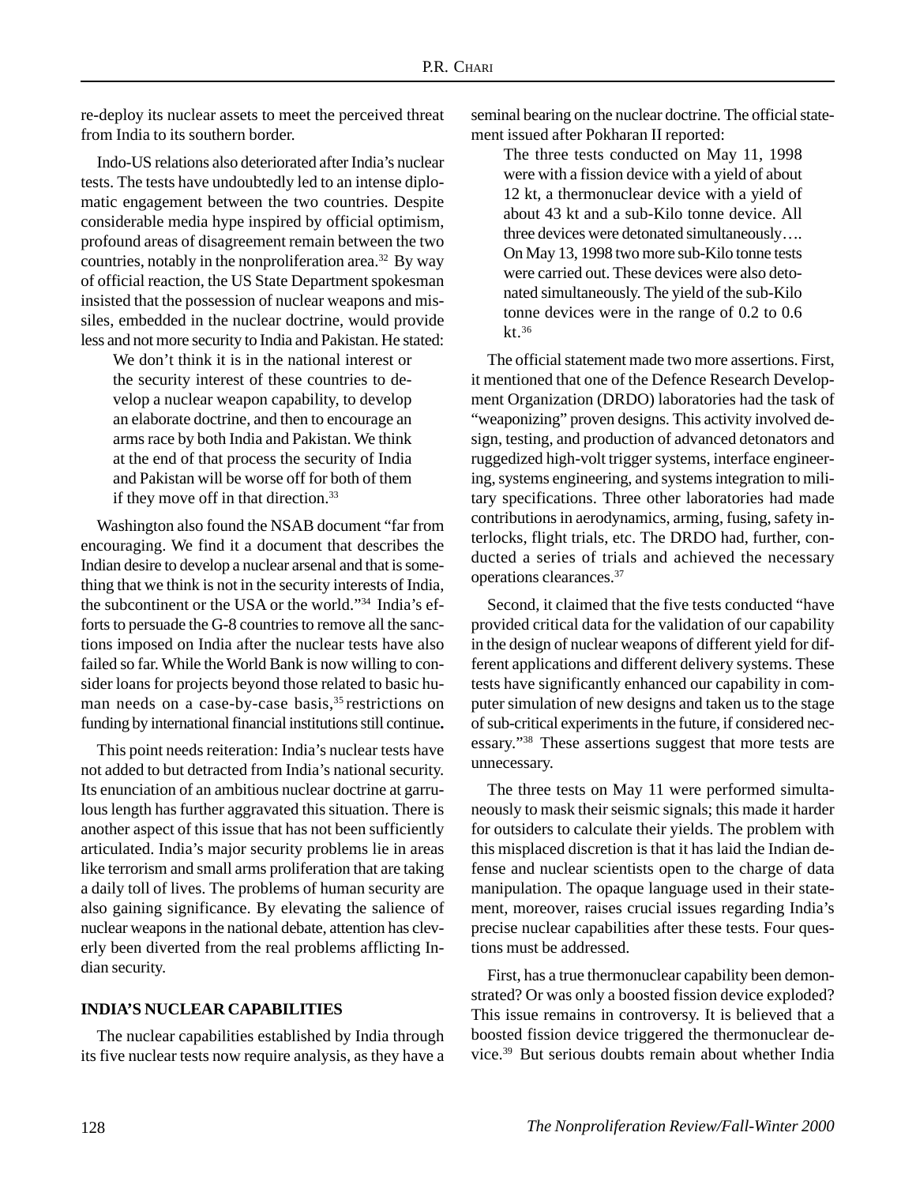re-deploy its nuclear assets to meet the perceived threat from India to its southern border.

Indo-US relations also deteriorated after India's nuclear tests. The tests have undoubtedly led to an intense diplomatic engagement between the two countries. Despite considerable media hype inspired by official optimism, profound areas of disagreement remain between the two countries, notably in the nonproliferation area.[32] By way of official reaction, the US State Department spokesman insisted that the possession of nuclear weapons and missiles, embedded in the nuclear doctrine, would provide less and not more security to India and Pakistan. He stated:

> We don't think it is in the national interest or the security interest of these countries to develop a nuclear weapon capability, to develop an elaborate doctrine, and then to encourage an arms race by both India and Pakistan. We think at the end of that process the security of India and Pakistan will be worse off for both of them if they move off in that direction.[33]

Washington also found the NSAB document "far from encouraging. We find it a document that describes the Indian desire to develop a nuclear arsenal and that is something that we think is not in the security interests of India, the subcontinent or the USA or the world."[34] India's efforts to persuade the G-8 countries to remove all the sanctions imposed on India after the nuclear tests have also failed so far. While the World Bank is now willing to consider loans for projects beyond those related to basic human needs on a case-by-case basis,[35] restrictions on funding by international financial institutions still continue**.**

This point needs reiteration: India's nuclear tests have not added to but detracted from India's national security. Its enunciation of an ambitious nuclear doctrine at garrulous length has further aggravated this situation. There is another aspect of this issue that has not been sufficiently articulated. India's major security problems lie in areas like terrorism and small arms proliferation that are taking a daily toll of lives. The problems of human security are also gaining significance. By elevating the salience of nuclear weapons in the national debate, attention has cleverly been diverted from the real problems afflicting Indian security.

## INDIA'S NUCLEAR CAPABILITIES

The nuclear capabilities established by India through its five nuclear tests now require analysis, as they have a seminal bearing on the nuclear doctrine. The official statement issued after Pokharan II reported:

> The three tests conducted on May 11, 1998 were with a fission device with a yield of about 12 kt, a thermonuclear device with a yield of about 43 kt and a sub-Kilo tonne device. All three devices were detonated simultaneously…. On May 13, 1998 two more sub-Kilo tonne tests were carried out. These devices were also detonated simultaneously. The yield of the sub-Kilo tonne devices were in the range of 0.2 to 0.6 kt.[36]

The official statement made two more assertions. First, it mentioned that one of the Defence Research Development Organization (DRDO) laboratories had the task of "weaponizing" proven designs. This activity involved design, testing, and production of advanced detonators and ruggedized high-volt trigger systems, interface engineering, systems engineering, and systems integration to military specifications. Three other laboratories had made contributions in aerodynamics, arming, fusing, safety interlocks, flight trials, etc. The DRDO had, further, conducted a series of trials and achieved the necessary operations clearances.[37]

Second, it claimed that the five tests conducted "have provided critical data for the validation of our capability in the design of nuclear weapons of different yield for different applications and different delivery systems. These tests have significantly enhanced our capability in computer simulation of new designs and taken us to the stage of sub-critical experiments in the future, if considered necessary."[38] These assertions suggest that more tests are unnecessary.

The three tests on May 11 were performed simultaneously to mask their seismic signals; this made it harder for outsiders to calculate their yields. The problem with this misplaced discretion is that it has laid the Indian defense and nuclear scientists open to the charge of data manipulation. The opaque language used in their statement, moreover, raises crucial issues regarding India's precise nuclear capabilities after these tests. Four questions must be addressed.

First, has a true thermonuclear capability been demonstrated? Or was only a boosted fission device exploded? This issue remains in controversy. It is believed that a boosted fission device triggered the thermonuclear device.[39] But serious doubts remain about whether India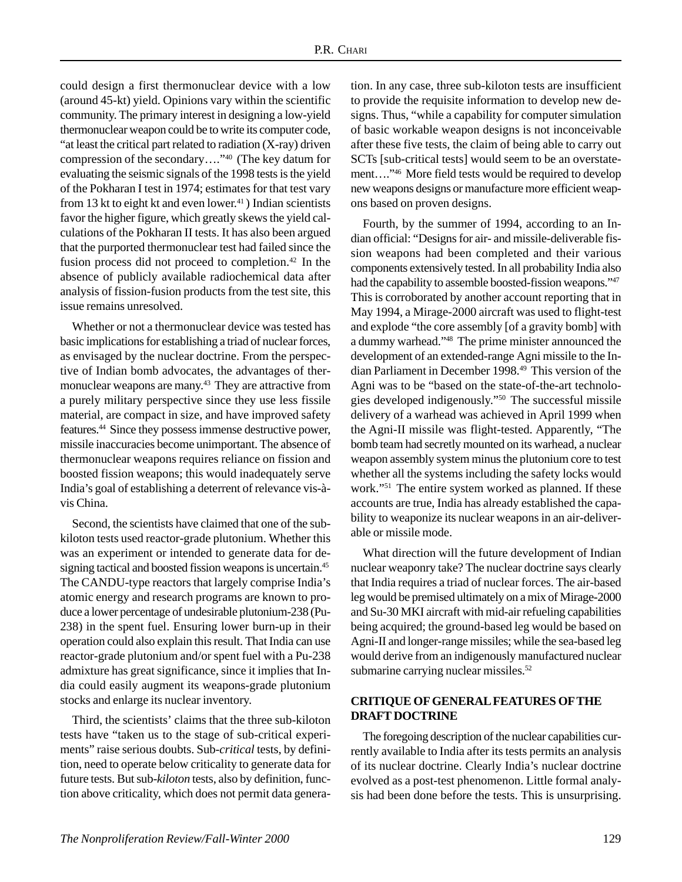could design a first thermonuclear device with a low (around 45-kt) yield. Opinions vary within the scientific community. The primary interest in designing a low-yield thermonuclear weapon could be to write its computer code, "at least the critical part related to radiation (X-ray) driven compression of the secondary…."[40] (The key datum for evaluating the seismic signals of the 1998 tests is the yield of the Pokharan I test in 1974; estimates for that test vary from 13 kt to eight kt and even lower.[41]) Indian scientists favor the higher figure, which greatly skews the yield calculations of the Pokharan II tests. It has also been argued that the purported thermonuclear test had failed since the fusion process did not proceed to completion.[42] In the absence of publicly available radiochemical data after analysis of fission-fusion products from the test site, this issue remains unresolved.

Whether or not a thermonuclear device was tested has basic implications for establishing a triad of nuclear forces, as envisaged by the nuclear doctrine. From the perspective of Indian bomb advocates, the advantages of thermonuclear weapons are many.[43] They are attractive from a purely military perspective since they use less fissile material, are compact in size, and have improved safety features.[44] Since they possess immense destructive power, missile inaccuracies become unimportant. The absence of thermonuclear weapons requires reliance on fission and boosted fission weapons; this would inadequately serve India's goal of establishing a deterrent of relevance vis-à-vis China.

Second, the scientists have claimed that one of the sub-kiloton tests used reactor-grade plutonium. Whether this was an experiment or intended to generate data for designing tactical and boosted fission weapons is uncertain.[45] The CANDU-type reactors that largely comprise India's atomic energy and research programs are known to produce a lower percentage of undesirable plutonium-238 (Pu-238) in the spent fuel. Ensuring lower burn-up in their operation could also explain this result. That India can use reactor-grade plutonium and/or spent fuel with a Pu-238 admixture has great significance, since it implies that India could easily augment its weapons-grade plutonium stocks and enlarge its nuclear inventory.

Third, the scientists' claims that the three sub-kiloton tests have "taken us to the stage of sub-critical experiments" raise serious doubts. Sub-*critical* tests, by definition, need to operate below criticality to generate data for future tests. But sub-*kiloton* tests, also by definition, function above criticality, which does not permit data generation. In any case, three sub-kiloton tests are insufficient to provide the requisite information to develop new designs. Thus, "while a capability for computer simulation of basic workable weapon designs is not inconceivable after these five tests, the claim of being able to carry out SCTs [sub-critical tests] would seem to be an overstatement…."[46] More field tests would be required to develop new weapons designs or manufacture more efficient weapons based on proven designs.

Fourth, by the summer of 1994, according to an Indian official: "Designs for air- and missile-deliverable fission weapons had been completed and their various components extensively tested. In all probability India also had the capability to assemble boosted-fission weapons."[47] This is corroborated by another account reporting that in May 1994, a Mirage-2000 aircraft was used to flight-test and explode "the core assembly [of a gravity bomb] with a dummy warhead."[48] The prime minister announced the development of an extended-range Agni missile to the Indian Parliament in December 1998.[49] This version of the Agni was to be "based on the state-of-the-art technologies developed indigenously."[50] The successful missile delivery of a warhead was achieved in April 1999 when the Agni-II missile was flight-tested. Apparently, "The bomb team had secretly mounted on its warhead, a nuclear weapon assembly system minus the plutonium core to test whether all the systems including the safety locks would work."[51] The entire system worked as planned. If these accounts are true, India has already established the capability to weaponize its nuclear weapons in an air-deliverable or missile mode.

What direction will the future development of Indian nuclear weaponry take? The nuclear doctrine says clearly that India requires a triad of nuclear forces. The air-based leg would be premised ultimately on a mix of Mirage-2000 and Su-30 MKI aircraft with mid-air refueling capabilities being acquired; the ground-based leg would be based on Agni-II and longer-range missiles; while the sea-based leg would derive from an indigenously manufactured nuclear submarine carrying nuclear missiles.[52]

## CRITIQUE OF GENERAL FEATURES OF THE DRAFT DOCTRINE

The foregoing description of the nuclear capabilities currently available to India after its tests permits an analysis of its nuclear doctrine. Clearly India's nuclear doctrine evolved as a post-test phenomenon. Little formal analysis had been done before the tests. This is unsurprising.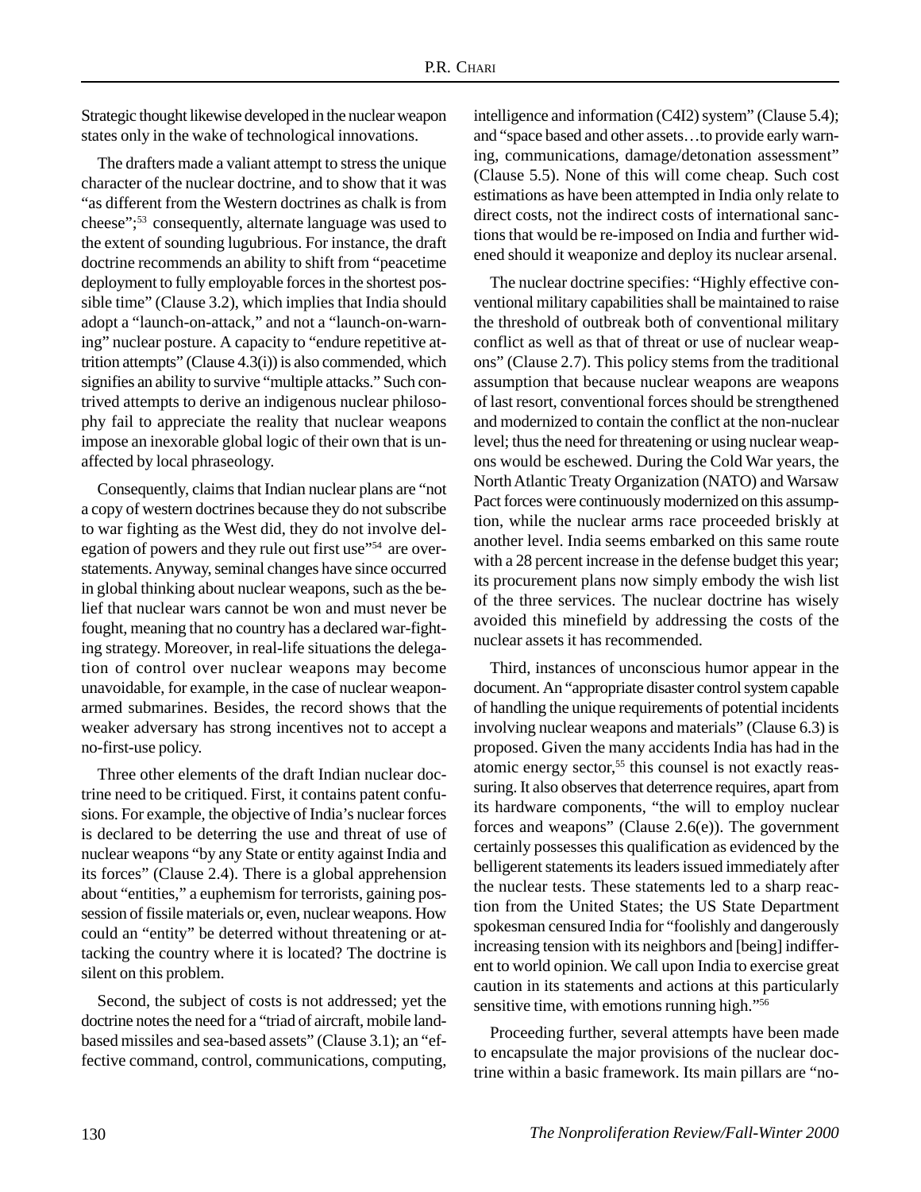Strategic thought likewise developed in the nuclear weapon states only in the wake of technological innovations.

The drafters made a valiant attempt to stress the unique character of the nuclear doctrine, and to show that it was "as different from the Western doctrines as chalk is from cheese";[53] consequently, alternate language was used to the extent of sounding lugubrious. For instance, the draft doctrine recommends an ability to shift from "peacetime deployment to fully employable forces in the shortest possible time" (Clause 3.2), which implies that India should adopt a "launch-on-attack," and not a "launch-on-warning" nuclear posture. A capacity to "endure repetitive attrition attempts" (Clause 4.3(i)) is also commended, which signifies an ability to survive "multiple attacks." Such contrived attempts to derive an indigenous nuclear philosophy fail to appreciate the reality that nuclear weapons impose an inexorable global logic of their own that is unaffected by local phraseology.

Consequently, claims that Indian nuclear plans are "not a copy of western doctrines because they do not subscribe to war fighting as the West did, they do not involve delegation of powers and they rule out first use"[54] are overstatements. Anyway, seminal changes have since occurred in global thinking about nuclear weapons, such as the belief that nuclear wars cannot be won and must never be fought, meaning that no country has a declared war-fighting strategy. Moreover, in real-life situations the delegation of control over nuclear weapons may become unavoidable, for example, in the case of nuclear weapon-armed submarines. Besides, the record shows that the weaker adversary has strong incentives not to accept a no-first-use policy.

Three other elements of the draft Indian nuclear doctrine need to be critiqued. First, it contains patent confusions. For example, the objective of India's nuclear forces is declared to be deterring the use and threat of use of nuclear weapons "by any State or entity against India and its forces" (Clause 2.4). There is a global apprehension about "entities," a euphemism for terrorists, gaining possession of fissile materials or, even, nuclear weapons. How could an "entity" be deterred without threatening or attacking the country where it is located? The doctrine is silent on this problem.

Second, the subject of costs is not addressed; yet the doctrine notes the need for a "triad of aircraft, mobile land-based missiles and sea-based assets" (Clause 3.1); an "effective command, control, communications, computing, intelligence and information (C4I2) system" (Clause 5.4); and "space based and other assets…to provide early warning, communications, damage/detonation assessment" (Clause 5.5). None of this will come cheap. Such cost estimations as have been attempted in India only relate to direct costs, not the indirect costs of international sanctions that would be re-imposed on India and further widened should it weaponize and deploy its nuclear arsenal.

The nuclear doctrine specifies: "Highly effective conventional military capabilities shall be maintained to raise the threshold of outbreak both of conventional military conflict as well as that of threat or use of nuclear weapons" (Clause 2.7). This policy stems from the traditional assumption that because nuclear weapons are weapons of last resort, conventional forces should be strengthened and modernized to contain the conflict at the non-nuclear level; thus the need for threatening or using nuclear weapons would be eschewed. During the Cold War years, the North Atlantic Treaty Organization (NATO) and Warsaw Pact forces were continuously modernized on this assumption, while the nuclear arms race proceeded briskly at another level. India seems embarked on this same route with a 28 percent increase in the defense budget this year; its procurement plans now simply embody the wish list of the three services. The nuclear doctrine has wisely avoided this minefield by addressing the costs of the nuclear assets it has recommended.

Third, instances of unconscious humor appear in the document. An "appropriate disaster control system capable of handling the unique requirements of potential incidents involving nuclear weapons and materials" (Clause 6.3) is proposed. Given the many accidents India has had in the atomic energy sector,[55] this counsel is not exactly reassuring. It also observes that deterrence requires, apart from its hardware components, "the will to employ nuclear forces and weapons" (Clause 2.6(e)). The government certainly possesses this qualification as evidenced by the belligerent statements its leaders issued immediately after the nuclear tests. These statements led to a sharp reaction from the United States; the US State Department spokesman censured India for "foolishly and dangerously increasing tension with its neighbors and [being] indifferent to world opinion. We call upon India to exercise great caution in its statements and actions at this particularly sensitive time, with emotions running high."[56]

Proceeding further, several attempts have been made to encapsulate the major provisions of the nuclear doctrine within a basic framework. Its main pillars are "no-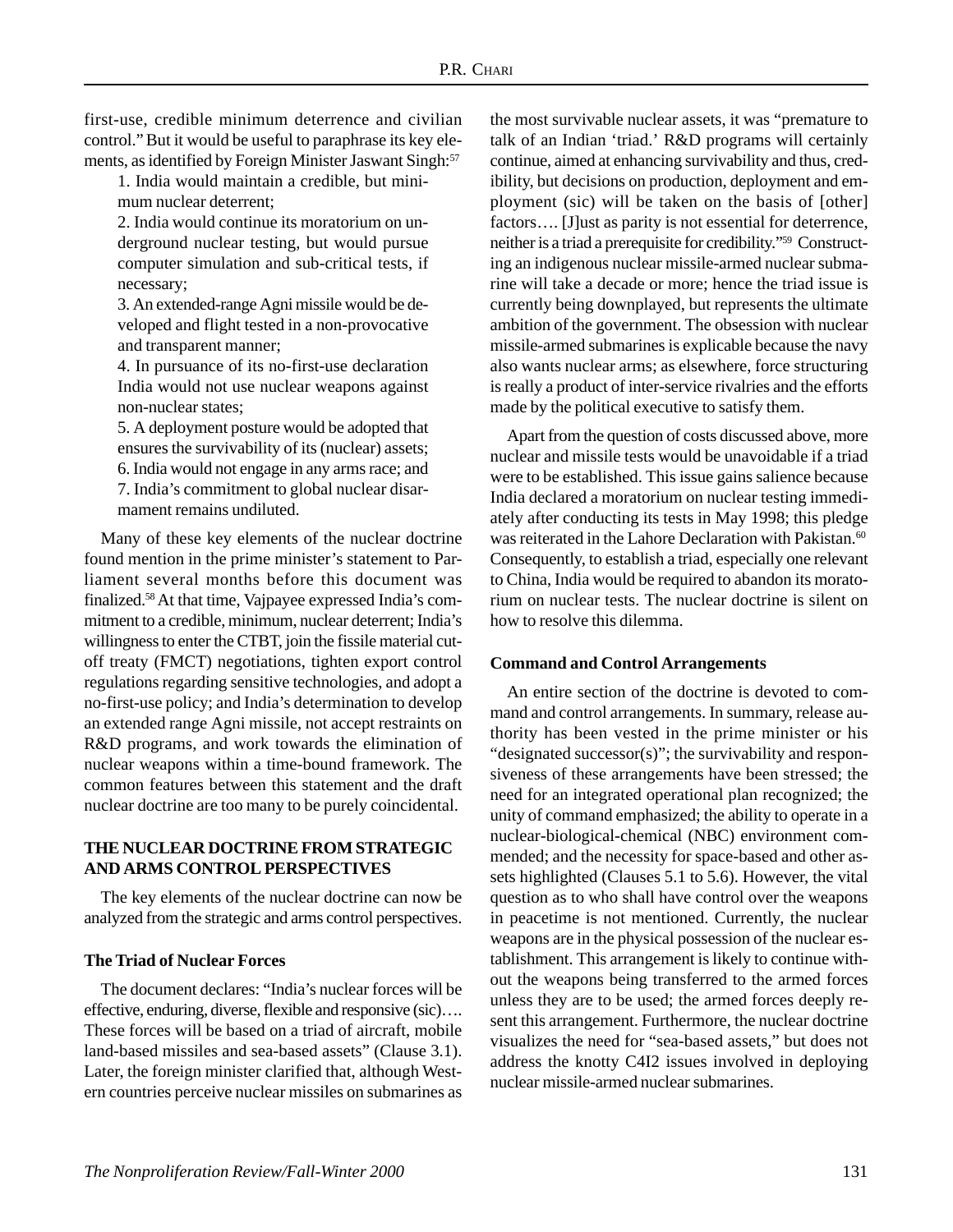first-use, credible minimum deterrence and civilian control." But it would be useful to paraphrase its key elements, as identified by Foreign Minister Jaswant Singh:[57]

1. India would maintain a credible, but minimum nuclear deterrent;
2. India would continue its moratorium on underground nuclear testing, but would pursue computer simulation and sub-critical tests, if necessary;
3. An extended-range Agni missile would be developed and flight tested in a non-provocative and transparent manner;
4. In pursuance of its no-first-use declaration India would not use nuclear weapons against non-nuclear states;
5. A deployment posture would be adopted that ensures the survivability of its (nuclear) assets;
6. India would not engage in any arms race; and
7. India's commitment to global nuclear disarmament remains undiluted.

Many of these key elements of the nuclear doctrine found mention in the prime minister's statement to Parliament several months before this document was finalized.[58] At that time, Vajpayee expressed India's commitment to a credible, minimum, nuclear deterrent; India's willingness to enter the CTBT, join the fissile material cutoff treaty (FMCT) negotiations, tighten export control regulations regarding sensitive technologies, and adopt a no-first-use policy; and India's determination to develop an extended range Agni missile, not accept restraints on R&D programs, and work towards the elimination of nuclear weapons within a time-bound framework. The common features between this statement and the draft nuclear doctrine are too many to be purely coincidental.

## THE NUCLEAR DOCTRINE FROM STRATEGIC AND ARMS CONTROL PERSPECTIVES

The key elements of the nuclear doctrine can now be analyzed from the strategic and arms control perspectives.

### The Triad of Nuclear Forces

The document declares: "India's nuclear forces will be effective, enduring, diverse, flexible and responsive (sic)…. These forces will be based on a triad of aircraft, mobile land-based missiles and sea-based assets" (Clause 3.1). Later, the foreign minister clarified that, although Western countries perceive nuclear missiles on submarines as the most survivable nuclear assets, it was "premature to talk of an Indian 'triad.' R&D programs will certainly continue, aimed at enhancing survivability and thus, credibility, but decisions on production, deployment and employment (sic) will be taken on the basis of [other] factors…. [J]ust as parity is not essential for deterrence, neither is a triad a prerequisite for credibility."[59] Constructing an indigenous nuclear missile-armed nuclear submarine will take a decade or more; hence the triad issue is currently being downplayed, but represents the ultimate ambition of the government. The obsession with nuclear missile-armed submarines is explicable because the navy also wants nuclear arms; as elsewhere, force structuring is really a product of inter-service rivalries and the efforts made by the political executive to satisfy them.

Apart from the question of costs discussed above, more nuclear and missile tests would be unavoidable if a triad were to be established. This issue gains salience because India declared a moratorium on nuclear testing immediately after conducting its tests in May 1998; this pledge was reiterated in the Lahore Declaration with Pakistan.[60] Consequently, to establish a triad, especially one relevant to China, India would be required to abandon its moratorium on nuclear tests. The nuclear doctrine is silent on how to resolve this dilemma.

### Command and Control Arrangements

An entire section of the doctrine is devoted to command and control arrangements. In summary, release authority has been vested in the prime minister or his "designated successor(s)"; the survivability and responsiveness of these arrangements have been stressed; the need for an integrated operational plan recognized; the unity of command emphasized; the ability to operate in a nuclear-biological-chemical (NBC) environment commended; and the necessity for space-based and other assets highlighted (Clauses 5.1 to 5.6). However, the vital question as to who shall have control over the weapons in peacetime is not mentioned. Currently, the nuclear weapons are in the physical possession of the nuclear establishment. This arrangement is likely to continue without the weapons being transferred to the armed forces unless they are to be used; the armed forces deeply resent this arrangement. Furthermore, the nuclear doctrine visualizes the need for "sea-based assets," but does not address the knotty C4I2 issues involved in deploying nuclear missile-armed nuclear submarines.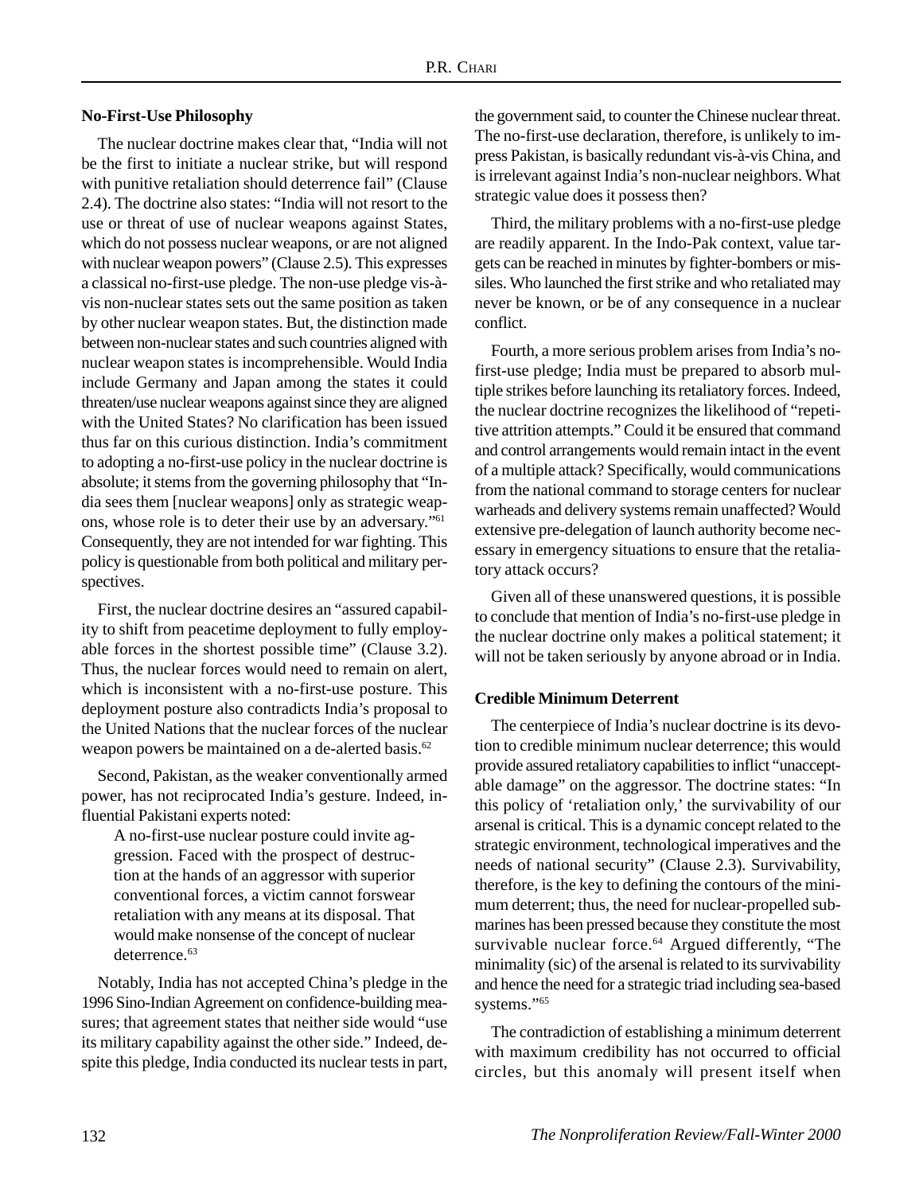### No-First-Use Philosophy

The nuclear doctrine makes clear that, "India will not be the first to initiate a nuclear strike, but will respond with punitive retaliation should deterrence fail" (Clause 2.4). The doctrine also states: "India will not resort to the use or threat of use of nuclear weapons against States, which do not possess nuclear weapons, or are not aligned with nuclear weapon powers" (Clause 2.5). This expresses a classical no-first-use pledge. The non-use pledge vis-à-vis non-nuclear states sets out the same position as taken by other nuclear weapon states. But, the distinction made between non-nuclear states and such countries aligned with nuclear weapon states is incomprehensible. Would India include Germany and Japan among the states it could threaten/use nuclear weapons against since they are aligned with the United States? No clarification has been issued thus far on this curious distinction. India's commitment to adopting a no-first-use policy in the nuclear doctrine is absolute; it stems from the governing philosophy that "India sees them [nuclear weapons] only as strategic weapons, whose role is to deter their use by an adversary."[61] Consequently, they are not intended for war fighting. This policy is questionable from both political and military perspectives.

First, the nuclear doctrine desires an "assured capability to shift from peacetime deployment to fully employable forces in the shortest possible time" (Clause 3.2). Thus, the nuclear forces would need to remain on alert, which is inconsistent with a no-first-use posture. This deployment posture also contradicts India's proposal to the United Nations that the nuclear forces of the nuclear weapon powers be maintained on a de-alerted basis.[62]

Second, Pakistan, as the weaker conventionally armed power, has not reciprocated India's gesture. Indeed, influential Pakistani experts noted:

> A no-first-use nuclear posture could invite aggression. Faced with the prospect of destruction at the hands of an aggressor with superior conventional forces, a victim cannot forswear retaliation with any means at its disposal. That would make nonsense of the concept of nuclear deterrence.[63]

Notably, India has not accepted China's pledge in the 1996 Sino-Indian Agreement on confidence-building measures; that agreement states that neither side would "use its military capability against the other side." Indeed, despite this pledge, India conducted its nuclear tests in part, the government said, to counter the Chinese nuclear threat. The no-first-use declaration, therefore, is unlikely to impress Pakistan, is basically redundant vis-à-vis China, and is irrelevant against India's non-nuclear neighbors. What strategic value does it possess then?

Third, the military problems with a no-first-use pledge are readily apparent. In the Indo-Pak context, value targets can be reached in minutes by fighter-bombers or missiles. Who launched the first strike and who retaliated may never be known, or be of any consequence in a nuclear conflict.

Fourth, a more serious problem arises from India's no-first-use pledge; India must be prepared to absorb multiple strikes before launching its retaliatory forces. Indeed, the nuclear doctrine recognizes the likelihood of "repetitive attrition attempts." Could it be ensured that command and control arrangements would remain intact in the event of a multiple attack? Specifically, would communications from the national command to storage centers for nuclear warheads and delivery systems remain unaffected? Would extensive pre-delegation of launch authority become necessary in emergency situations to ensure that the retaliatory attack occurs?

Given all of these unanswered questions, it is possible to conclude that mention of India's no-first-use pledge in the nuclear doctrine only makes a political statement; it will not be taken seriously by anyone abroad or in India.

### Credible Minimum Deterrent

The centerpiece of India's nuclear doctrine is its devotion to credible minimum nuclear deterrence; this would provide assured retaliatory capabilities to inflict "unacceptable damage" on the aggressor. The doctrine states: "In this policy of 'retaliation only,' the survivability of our arsenal is critical. This is a dynamic concept related to the strategic environment, technological imperatives and the needs of national security" (Clause 2.3). Survivability, therefore, is the key to defining the contours of the minimum deterrent; thus, the need for nuclear-propelled submarines has been pressed because they constitute the most survivable nuclear force.[64] Argued differently, "The minimality (sic) of the arsenal is related to its survivability and hence the need for a strategic triad including sea-based systems."[65]

The contradiction of establishing a minimum deterrent with maximum credibility has not occurred to official circles, but this anomaly will present itself when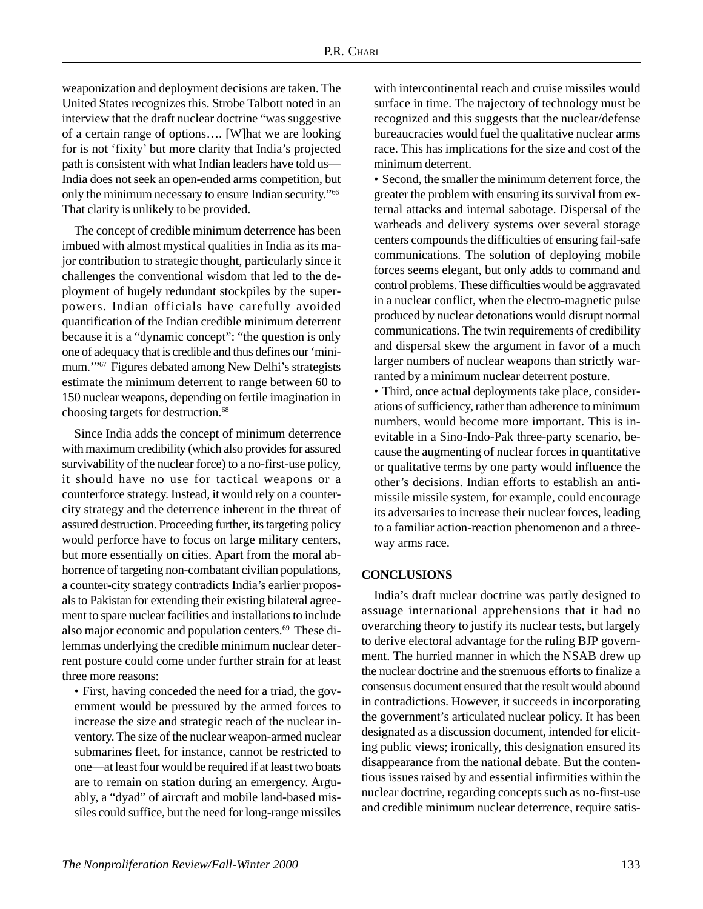weaponization and deployment decisions are taken. The United States recognizes this. Strobe Talbott noted in an interview that the draft nuclear doctrine "was suggestive of a certain range of options…. [W]hat we are looking for is not 'fixity' but more clarity that India's projected path is consistent with what Indian leaders have told us—India does not seek an open-ended arms competition, but only the minimum necessary to ensure Indian security."[66] That clarity is unlikely to be provided.

The concept of credible minimum deterrence has been imbued with almost mystical qualities in India as its major contribution to strategic thought, particularly since it challenges the conventional wisdom that led to the deployment of hugely redundant stockpiles by the superpowers. Indian officials have carefully avoided quantification of the Indian credible minimum deterrent because it is a "dynamic concept": "the question is only one of adequacy that is credible and thus defines our 'minimum.'"[67] Figures debated among New Delhi's strategists estimate the minimum deterrent to range between 60 to 150 nuclear weapons, depending on fertile imagination in choosing targets for destruction.[68]

Since India adds the concept of minimum deterrence with maximum credibility (which also provides for assured survivability of the nuclear force) to a no-first-use policy, it should have no use for tactical weapons or a counterforce strategy. Instead, it would rely on a counter-city strategy and the deterrence inherent in the threat of assured destruction. Proceeding further, its targeting policy would perforce have to focus on large military centers, but more essentially on cities. Apart from the moral abhorrence of targeting non-combatant civilian populations, a counter-city strategy contradicts India's earlier proposals to Pakistan for extending their existing bilateral agreement to spare nuclear facilities and installations to include also major economic and population centers.[69] These dilemmas underlying the credible minimum nuclear deterrent posture could come under further strain for at least three more reasons:

- First, having conceded the need for a triad, the government would be pressured by the armed forces to increase the size and strategic reach of the nuclear inventory. The size of the nuclear weapon-armed nuclear submarines fleet, for instance, cannot be restricted to one—at least four would be required if at least two boats are to remain on station during an emergency. Arguably, a "dyad" of aircraft and mobile land-based missiles could suffice, but the need for long-range missiles with intercontinental reach and cruise missiles would surface in time. The trajectory of technology must be recognized and this suggests that the nuclear/defense bureaucracies would fuel the qualitative nuclear arms race. This has implications for the size and cost of the minimum deterrent.
- Second, the smaller the minimum deterrent force, the greater the problem with ensuring its survival from external attacks and internal sabotage. Dispersal of the warheads and delivery systems over several storage centers compounds the difficulties of ensuring fail-safe communications. The solution of deploying mobile forces seems elegant, but only adds to command and control problems. These difficulties would be aggravated in a nuclear conflict, when the electro-magnetic pulse produced by nuclear detonations would disrupt normal communications. The twin requirements of credibility and dispersal skew the argument in favor of a much larger numbers of nuclear weapons than strictly warranted by a minimum nuclear deterrent posture.
- Third, once actual deployments take place, considerations of sufficiency, rather than adherence to minimum numbers, would become more important. This is inevitable in a Sino-Indo-Pak three-party scenario, because the augmenting of nuclear forces in quantitative or qualitative terms by one party would influence the other's decisions. Indian efforts to establish an anti-missile missile system, for example, could encourage its adversaries to increase their nuclear forces, leading to a familiar action-reaction phenomenon and a three-way arms race.

## CONCLUSIONS

India's draft nuclear doctrine was partly designed to assuage international apprehensions that it had no overarching theory to justify its nuclear tests, but largely to derive electoral advantage for the ruling BJP government. The hurried manner in which the NSAB drew up the nuclear doctrine and the strenuous efforts to finalize a consensus document ensured that the result would abound in contradictions. However, it succeeds in incorporating the government's articulated nuclear policy. It has been designated as a discussion document, intended for eliciting public views; ironically, this designation ensured its disappearance from the national debate. But the contentious issues raised by and essential infirmities within the nuclear doctrine, regarding concepts such as no-first-use and credible minimum nuclear deterrence, require satis-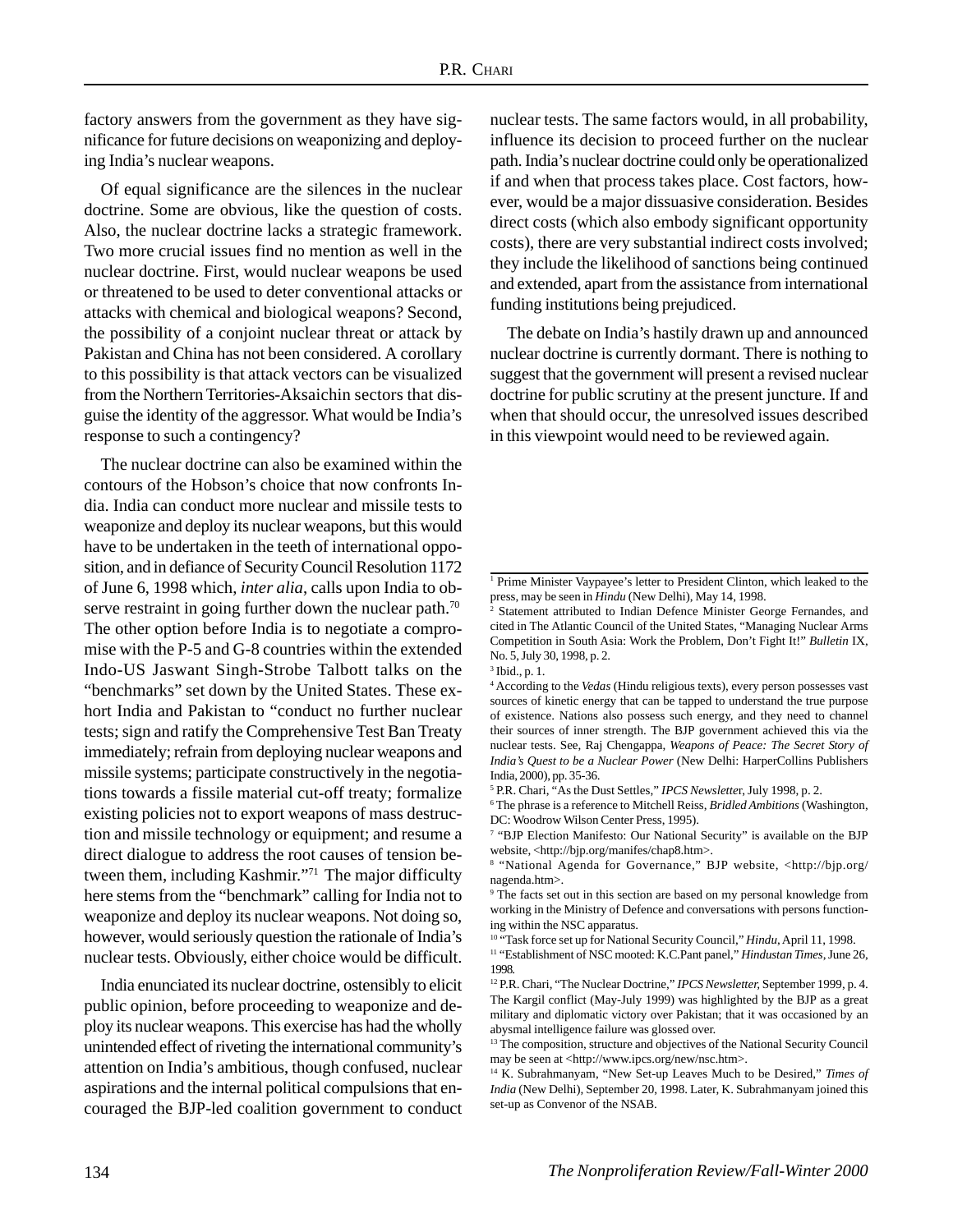factory answers from the government as they have significance for future decisions on weaponizing and deploying India's nuclear weapons.

Of equal significance are the silences in the nuclear doctrine. Some are obvious, like the question of costs. Also, the nuclear doctrine lacks a strategic framework. Two more crucial issues find no mention as well in the nuclear doctrine. First, would nuclear weapons be used or threatened to be used to deter conventional attacks or attacks with chemical and biological weapons? Second, the possibility of a conjoint nuclear threat or attack by Pakistan and China has not been considered. A corollary to this possibility is that attack vectors can be visualized from the Northern Territories-Aksaichin sectors that disguise the identity of the aggressor. What would be India's response to such a contingency?

The nuclear doctrine can also be examined within the contours of the Hobson's choice that now confronts India. India can conduct more nuclear and missile tests to weaponize and deploy its nuclear weapons, but this would have to be undertaken in the teeth of international opposition, and in defiance of Security Council Resolution 1172 of June 6, 1998 which, *inter alia*, calls upon India to observe restraint in going further down the nuclear path.[70] The other option before India is to negotiate a compromise with the P-5 and G-8 countries within the extended Indo-US Jaswant Singh-Strobe Talbott talks on the "benchmarks" set down by the United States. These exhort India and Pakistan to "conduct no further nuclear tests; sign and ratify the Comprehensive Test Ban Treaty immediately; refrain from deploying nuclear weapons and missile systems; participate constructively in the negotiations towards a fissile material cut-off treaty; formalize existing policies not to export weapons of mass destruction and missile technology or equipment; and resume a direct dialogue to address the root causes of tension between them, including Kashmir."[71] The major difficulty here stems from the "benchmark" calling for India not to weaponize and deploy its nuclear weapons. Not doing so, however, would seriously question the rationale of India's nuclear tests. Obviously, either choice would be difficult.

India enunciated its nuclear doctrine, ostensibly to elicit public opinion, before proceeding to weaponize and deploy its nuclear weapons. This exercise has had the wholly unintended effect of riveting the international community's attention on India's ambitious, though confused, nuclear aspirations and the internal political compulsions that encouraged the BJP-led coalition government to conduct nuclear tests. The same factors would, in all probability, influence its decision to proceed further on the nuclear path. India's nuclear doctrine could only be operationalized if and when that process takes place. Cost factors, however, would be a major dissuasive consideration. Besides direct costs (which also embody significant opportunity costs), there are very substantial indirect costs involved; they include the likelihood of sanctions being continued and extended, apart from the assistance from international funding institutions being prejudiced.

The debate on India's hastily drawn up and announced nuclear doctrine is currently dormant. There is nothing to suggest that the government will present a revised nuclear doctrine for public scrutiny at the present juncture. If and when that should occur, the unresolved issues described in this viewpoint would need to be reviewed again.

---

[1] Prime Minister Vaypayee's letter to President Clinton, which leaked to the press, may be seen in *Hindu* (New Delhi), May 14, 1998.

[2] Statement attributed to Indian Defence Minister George Fernandes, and cited in The Atlantic Council of the United States, "Managing Nuclear Arms Competition in South Asia: Work the Problem, Don't Fight It!" *Bulletin* IX, No. 5, July 30, 1998, p. 2.

[3] Ibid., p. 1.

[4] According to the *Vedas* (Hindu religious texts), every person possesses vast sources of kinetic energy that can be tapped to understand the true purpose of existence. Nations also possess such energy, and they need to channel their sources of inner strength. The BJP government achieved this via the nuclear tests. See, Raj Chengappa, *Weapons of Peace: The Secret Story of India's Quest to be a Nuclear Power* (New Delhi: HarperCollins Publishers India, 2000), pp. 35-36.

[5] P.R. Chari, "As the Dust Settles," *IPCS Newsletter*, July 1998, p. 2.

[6] The phrase is a reference to Mitchell Reiss, *Bridled Ambitions* (Washington, DC: Woodrow Wilson Center Press, 1995).

[7] "BJP Election Manifesto: Our National Security" is available on the BJP website, <http://bjp.org/manifes/chap8.htm>.

[8] "National Agenda for Governance," BJP website, <http://bjp.org/nagenda.htm>.

[9] The facts set out in this section are based on my personal knowledge from working in the Ministry of Defence and conversations with persons functioning within the NSC apparatus.

[10] "Task force set up for National Security Council," *Hindu*, April 11, 1998.

[11] "Establishment of NSC mooted: K.C.Pant panel," *Hindustan Times*, June 26, 1998.

[12] P.R. Chari, "The Nuclear Doctrine," *IPCS Newsletter*, September 1999, p. 4. The Kargil conflict (May-July 1999) was highlighted by the BJP as a great military and diplomatic victory over Pakistan; that it was occasioned by an abysmal intelligence failure was glossed over.

[13] The composition, structure and objectives of the National Security Council may be seen at <http://www.ipcs.org/new/nsc.htm>.

[14] K. Subrahmanyam, "New Set-up Leaves Much to be Desired," *Times of India* (New Delhi), September 20, 1998. Later, K. Subrahmanyam joined this set-up as Convenor of the NSAB.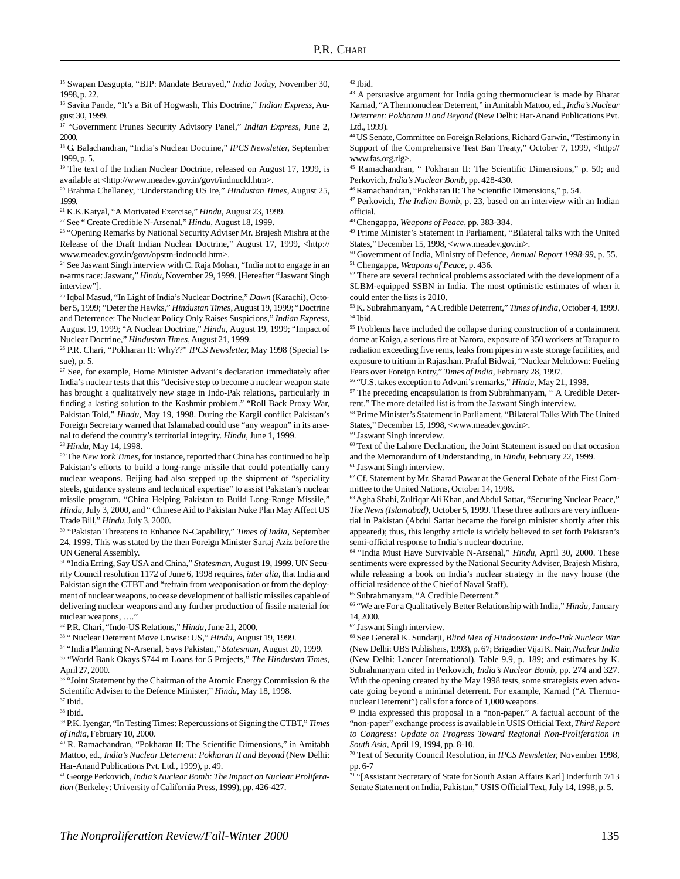[15] Swapan Dasgupta, "BJP: Mandate Betrayed," *India Today,* November 30, 1998, p. 22.

[16] Savita Pande, "It's a Bit of Hogwash, This Doctrine," *Indian Express,* August 30, 1999.

[17] "Government Prunes Security Advisory Panel," *Indian Express,* June 2, 2000.

[18] G. Balachandran, "India's Nuclear Doctrine," *IPCS Newsletter,* September 1999, p. 5.

[19] The text of the Indian Nuclear Doctrine, released on August 17, 1999, is available at <http://www.meadev.gov.in/govt/indnucld.htm>.

[20] Brahma Chellaney, "Understanding US Ire," *Hindustan Times,* August 25, 1999.

[21] K.K.Katyal, "A Motivated Exercise," *Hindu,* August 23, 1999.

[22] See " Create Credible N-Arsenal," *Hindu,* August 18, 1999.

[23] "Opening Remarks by National Security Adviser Mr. Brajesh Mishra at the Release of the Draft Indian Nuclear Doctrine," August 17, 1999, <http://www.meadev.gov.in/govt/opstm-indnucld.htm>.

[24] See Jaswant Singh interview with C. Raja Mohan, "India not to engage in an n-arms race: Jaswant," *Hindu,* November 29, 1999. [Hereafter "Jaswant Singh interview"].

[25] Iqbal Masud, "In Light of India's Nuclear Doctrine," *Dawn* (Karachi), October 5, 1999; "Deter the Hawks," *Hindustan Times,* August 19, 1999; "Doctrine and Deterrence: The Nuclear Policy Only Raises Suspicions," *Indian Express,* August 19, 1999; "A Nuclear Doctrine," *Hindu,* August 19, 1999; "Impact of Nuclear Doctrine," *Hindustan Times,* August 21, 1999.

[26] P.R. Chari, "Pokharan II: Why??" *IPCS Newsletter,* May 1998 (Special Issue), p. 5.

[27] See, for example, Home Minister Advani's declaration immediately after India's nuclear tests that this "decisive step to become a nuclear weapon state has brought a qualitatively new stage in Indo-Pak relations, particularly in finding a lasting solution to the Kashmir problem." "Roll Back Proxy War, Pakistan Told," *Hindu,* May 19, 1998. During the Kargil conflict Pakistan's Foreign Secretary warned that Islamabad could use "any weapon" in its arsenal to defend the country's territorial integrity. *Hindu,* June 1, 1999.

[28] *Hindu,* May 14, 1998.

[29] The *New York Times,* for instance, reported that China has continued to help Pakistan's efforts to build a long-range missile that could potentially carry nuclear weapons. Beijing had also stepped up the shipment of "speciality steels, guidance systems and technical expertise" to assist Pakistan's nuclear missile program. "China Helping Pakistan to Build Long-Range Missile," *Hindu,* July 3, 2000, and " Chinese Aid to Pakistan Nuke Plan May Affect US Trade Bill," *Hindu,* July 3, 2000.

[30] "Pakistan Threatens to Enhance N-Capability," *Times of India,* September 24, 1999. This was stated by the then Foreign Minister Sartaj Aziz before the UN General Assembly.

[31] "India Erring, Say USA and China," *Statesman,* August 19, 1999. UN Security Council resolution 1172 of June 6, 1998 requires, *inter alia,* that India and Pakistan sign the CTBT and "refrain from weaponisation or from the deployment of nuclear weapons, to cease development of ballistic missiles capable of delivering nuclear weapons and any further production of fissile material for nuclear weapons, …."

[32] P.R. Chari, "Indo-US Relations," *Hindu,* June 21, 2000.

[33] " Nuclear Deterrent Move Unwise: US," *Hindu,* August 19, 1999.

[34] "India Planning N-Arsenal, Says Pakistan," *Statesman,* August 20, 1999.

[35] "World Bank Okays $744 m Loans for 5 Projects," *The Hindustan Times,* April 27, 2000.

[36] "Joint Statement by the Chairman of the Atomic Energy Commission & the Scientific Adviser to the Defence Minister," *Hindu,* May 18, 1998.

[37] Ibid.

[38] Ibid.

[39] P.K. Iyengar, "In Testing Times: Repercussions of Signing the CTBT," *Times of India,* February 10, 2000.

[40] R. Ramachandran, "Pokharan II: The Scientific Dimensions," in Amitabh Mattoo, ed., *India's Nuclear Deterrent: Pokharan II and Beyond* (New Delhi: Har-Anand Publications Pvt. Ltd., 1999), p. 49.

[41] George Perkovich, *India's Nuclear Bomb: The Impact on Nuclear Proliferation* (Berkeley: University of California Press, 1999), pp. 426-427.

[42] Ibid.

[43] A persuasive argument for India going thermonuclear is made by Bharat Karnad, "A Thermonuclear Deterrent," in Amitabh Mattoo, ed., *India's Nuclear Deterrent: Pokharan II and Beyond* (New Delhi: Har-Anand Publications Pvt. Ltd., 1999).

[44] US Senate, Committee on Foreign Relations, Richard Garwin, "Testimony in Support of the Comprehensive Test Ban Treaty," October 7, 1999, <http://www.fas.org.rlg>.

[45] Ramachandran, " Pokharan II: The Scientific Dimensions," p. 50; and Perkovich, *India's Nuclear Bomb,* pp. 428-430.

[46] Ramachandran, "Pokharan II: The Scientific Dimensions," p. 54.

[47] Perkovich, *The Indian Bomb,* p. 23, based on an interview with an Indian official.

[48] Chengappa, *Weapons of Peace,* pp. 383-384.

[49] Prime Minister's Statement in Parliament, "Bilateral talks with the United States," December 15, 1998, <www.meadev.gov.in>.

[50] Government of India, Ministry of Defence, *Annual Report 1998-99,* p. 55.

[51] Chengappa, *Weapons of Peace,* p. 436.

[52] There are several technical problems associated with the development of a SLBM-equipped SSBN in India. The most optimistic estimates of when it could enter the lists is 2010.

[53] K. Subrahmanyam, " A Credible Deterrent," *Times of India,* October 4, 1999.

[54] Ibid.

[55] Problems have included the collapse during construction of a containment dome at Kaiga, a serious fire at Narora, exposure of 350 workers at Tarapur to radiation exceeding five rems, leaks from pipes in waste storage facilities, and exposure to tritium in Rajasthan. Praful Bidwai, "Nuclear Meltdown: Fueling Fears over Foreign Entry," *Times of India,* February 28, 1997.

[56] "U.S. takes exception to Advani's remarks," *Hindu,* May 21, 1998.

[57] The preceding encapsulation is from Subrahmanyam, " A Credible Deterrent." The more detailed list is from the Jaswant Singh interview.

[58] Prime Minister's Statement in Parliament, "Bilateral Talks With The United States," December 15, 1998, <www.meadev.gov.in>.

[59] Jaswant Singh interview.

[60] Text of the Lahore Declaration, the Joint Statement issued on that occasion and the Memorandum of Understanding, in *Hindu,* February 22, 1999.

[61] Jaswant Singh interview.

[62] Cf. Statement by Mr. Sharad Pawar at the General Debate of the First Committee to the United Nations, October 14, 1998.

[63] Agha Shahi, Zulfiqar Ali Khan, and Abdul Sattar, "Securing Nuclear Peace," *The News (Islamabad),* October 5, 1999. These three authors are very influential in Pakistan (Abdul Sattar became the foreign minister shortly after this appeared); thus, this lengthy article is widely believed to set forth Pakistan's semi-official response to India's nuclear doctrine.

[64] "India Must Have Survivable N-Arsenal," *Hindu,* April 30, 2000. These sentiments were expressed by the National Security Adviser, Brajesh Mishra, while releasing a book on India's nuclear strategy in the navy house (the official residence of the Chief of Naval Staff).

[65] Subrahmanyam, "A Credible Deterrent."

[66] "We are For a Qualitatively Better Relationship with India," *Hindu,* January 14, 2000.

[67] Jaswant Singh interview.

[68] See General K. Sundarji, *Blind Men of Hindoostan: Indo-Pak Nuclear War* (New Delhi: UBS Publishers, 1993), p. 67; Brigadier Vijai K. Nair, *Nuclear India* (New Delhi: Lancer International), Table 9.9, p. 189; and estimates by K. Subrahmanyam cited in Perkovich, *India's Nuclear Bomb,* pp. 274 and 327. With the opening created by the May 1998 tests, some strategists even advocate going beyond a minimal deterrent. For example, Karnad ("A Thermonuclear Deterrent") calls for a force of 1,000 weapons.

[69] India expressed this proposal in a "non-paper." A factual account of the "non-paper" exchange process is available in USIS Official Text, *Third Report to Congress: Update on Progress Toward Regional Non-Proliferation in South Asia,* April 19, 1994, pp. 8-10.

[70] Text of Security Council Resolution, in *IPCS Newsletter,* November 1998, pp. 6-7

[71] "[Assistant Secretary of State for South Asian Affairs Karl] Inderfurth 7/13 Senate Statement on India, Pakistan," USIS Official Text, July 14, 1998, p. 5.